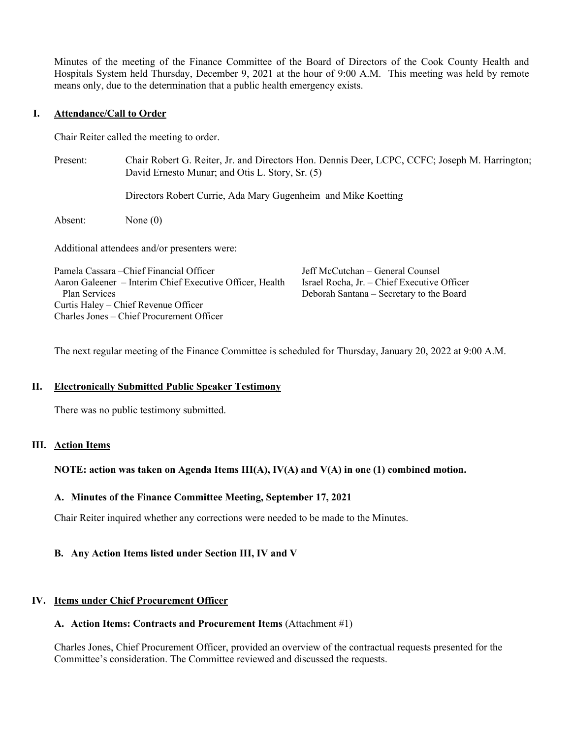Minutes of the meeting of the Finance Committee of the Board of Directors of the Cook County Health and Hospitals System held Thursday, December 9, 2021 at the hour of 9:00 A.M. This meeting was held by remote means only, due to the determination that a public health emergency exists.

## I. Attendance/Call to Order

Chair Reiter called the meeting to order.

Present: Chair Robert G. Reiter, Jr. and Directors Hon. Dennis Deer, LCPC, CCFC; Joseph M. Harrington; David Ernesto Munar; and Otis L. Story, Sr. (5)

Directors Robert Currie, Ada Mary Gugenheim and Mike Koetting

Absent: None (0)

Additional attendees and/or presenters were:

Pamela Cassara – Chief Financial Officer
Aaron Galeener – Interim Chief Executive Officer, Health Plan Services
Curtis Haley – Chief Revenue Officer
Charles Jones – Chief Procurement Officer
Jeff McCutchan – General Counsel
Israel Rocha, Jr. – Chief Executive Officer
Deborah Santana – Secretary to the Board

The next regular meeting of the Finance Committee is scheduled for Thursday, January 20, 2022 at 9:00 A.M.

## II. Electronically Submitted Public Speaker Testimony

There was no public testimony submitted.

## III. Action Items

**NOTE: action was taken on Agenda Items III(A), IV(A) and V(A) in one (1) combined motion.**

### A. Minutes of the Finance Committee Meeting, September 17, 2021

Chair Reiter inquired whether any corrections were needed to be made to the Minutes.

### B. Any Action Items listed under Section III, IV and V

## IV. Items under Chief Procurement Officer

### A. Action Items: Contracts and Procurement Items (Attachment #1)

Charles Jones, Chief Procurement Officer, provided an overview of the contractual requests presented for the Committee's consideration. The Committee reviewed and discussed the requests.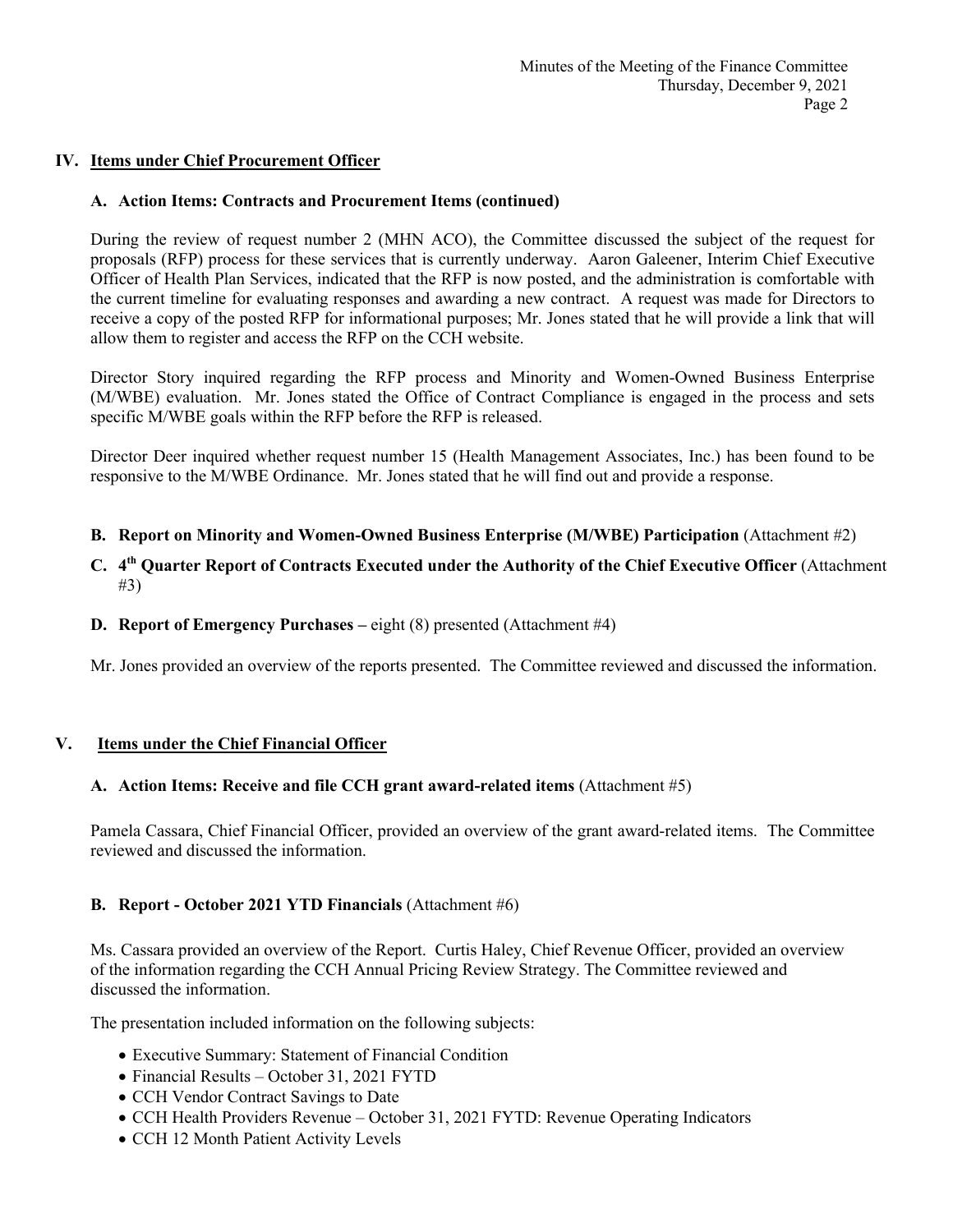## IV. Items under Chief Procurement Officer

### A. Action Items: Contracts and Procurement Items (continued)

During the review of request number 2 (MHN ACO), the Committee discussed the subject of the request for proposals (RFP) process for these services that is currently underway. Aaron Galeener, Interim Chief Executive Officer of Health Plan Services, indicated that the RFP is now posted, and the administration is comfortable with the current timeline for evaluating responses and awarding a new contract. A request was made for Directors to receive a copy of the posted RFP for informational purposes; Mr. Jones stated that he will provide a link that will allow them to register and access the RFP on the CCH website.

Director Story inquired regarding the RFP process and Minority and Women-Owned Business Enterprise (M/WBE) evaluation. Mr. Jones stated the Office of Contract Compliance is engaged in the process and sets specific M/WBE goals within the RFP before the RFP is released.

Director Deer inquired whether request number 15 (Health Management Associates, Inc.) has been found to be responsive to the M/WBE Ordinance. Mr. Jones stated that he will find out and provide a response.

### B. Report on Minority and Women-Owned Business Enterprise (M/WBE) Participation (Attachment #2)

### C. 4th Quarter Report of Contracts Executed under the Authority of the Chief Executive Officer (Attachment #3)

### D. Report of Emergency Purchases – eight (8) presented (Attachment #4)

Mr. Jones provided an overview of the reports presented. The Committee reviewed and discussed the information.

## V. Items under the Chief Financial Officer

### A. Action Items: Receive and file CCH grant award-related items (Attachment #5)

Pamela Cassara, Chief Financial Officer, provided an overview of the grant award-related items. The Committee reviewed and discussed the information.

### B. Report - October 2021 YTD Financials (Attachment #6)

Ms. Cassara provided an overview of the Report. Curtis Haley, Chief Revenue Officer, provided an overview of the information regarding the CCH Annual Pricing Review Strategy. The Committee reviewed and discussed the information.

The presentation included information on the following subjects:

- Executive Summary: Statement of Financial Condition
- Financial Results – October 31, 2021 FYTD
- CCH Vendor Contract Savings to Date
- CCH Health Providers Revenue – October 31, 2021 FYTD: Revenue Operating Indicators
- CCH 12 Month Patient Activity Levels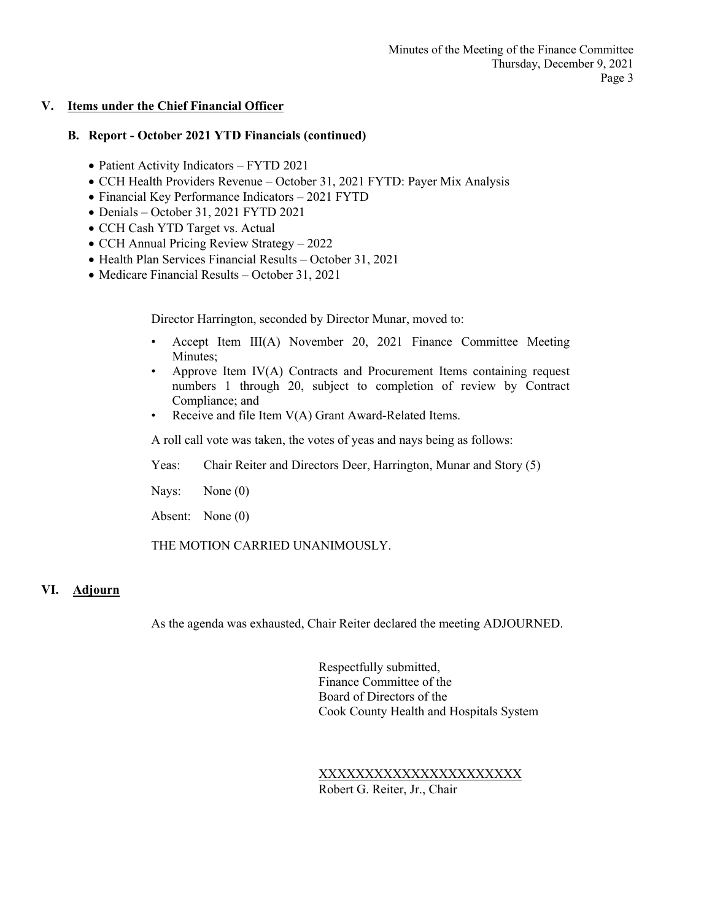## V. Items under the Chief Financial Officer

### B. Report - October 2021 YTD Financials (continued)

- Patient Activity Indicators – FYTD 2021
- CCH Health Providers Revenue – October 31, 2021 FYTD: Payer Mix Analysis
- Financial Key Performance Indicators – 2021 FYTD
- Denials – October 31, 2021 FYTD 2021
- CCH Cash YTD Target vs. Actual
- CCH Annual Pricing Review Strategy – 2022
- Health Plan Services Financial Results – October 31, 2021
- Medicare Financial Results – October 31, 2021

Director Harrington, seconded by Director Munar, moved to:

- Accept Item III(A) November 20, 2021 Finance Committee Meeting Minutes;
- Approve Item IV(A) Contracts and Procurement Items containing request numbers 1 through 20, subject to completion of review by Contract Compliance; and
- Receive and file Item V(A) Grant Award-Related Items.

A roll call vote was taken, the votes of yeas and nays being as follows:

Yeas: Chair Reiter and Directors Deer, Harrington, Munar and Story (5)

Nays: None (0)

Absent: None (0)

THE MOTION CARRIED UNANIMOUSLY.

## VI. Adjourn

As the agenda was exhausted, Chair Reiter declared the meeting ADJOURNED.

Respectfully submitted,
Finance Committee of the
Board of Directors of the
Cook County Health and Hospitals System

XXXXXXXXXXXXXXXXXXXXXXX
Robert G. Reiter, Jr., Chair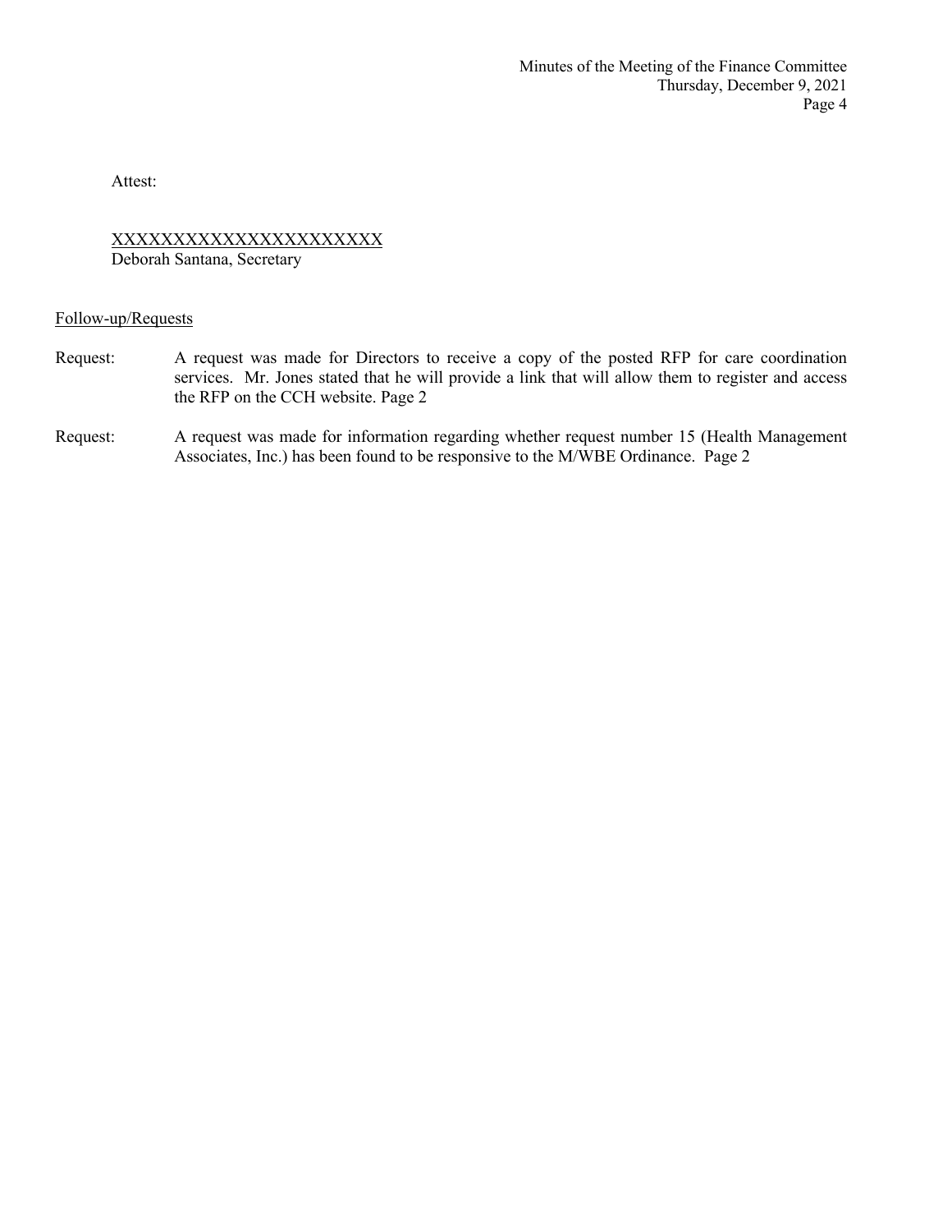Attest:

XXXXXXXXXXXXXXXXXXXXXX
Deborah Santana, Secretary

Follow-up/Requests

Request: A request was made for Directors to receive a copy of the posted RFP for care coordination services. Mr. Jones stated that he will provide a link that will allow them to register and access the RFP on the CCH website. Page 2

Request: A request was made for information regarding whether request number 15 (Health Management Associates, Inc.) has been found to be responsive to the M/WBE Ordinance. Page 2